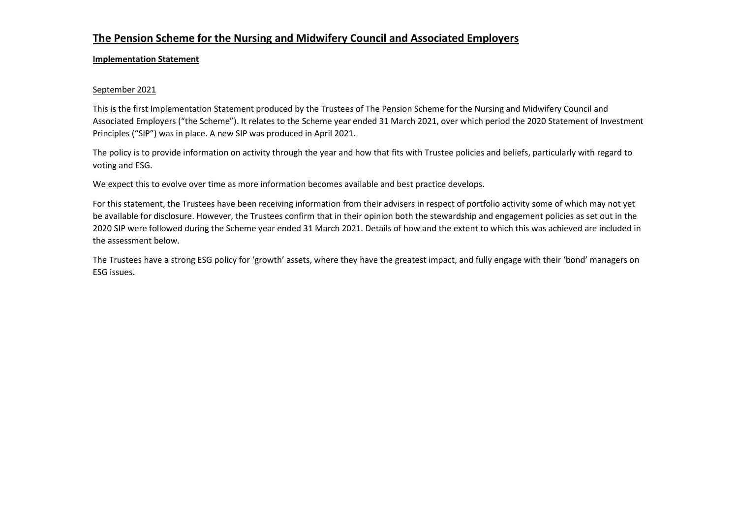# The Pension Scheme for the Nursing and Midwifery Council and Associated Employers

## Implementation Statement

September 2021

This is the first Implementation Statement produced by the Trustees of The Pension Scheme for the Nursing and Midwifery Council and Associated Employers ("the Scheme"). It relates to the Scheme year ended 31 March 2021, over which period the 2020 Statement of Investment Principles ("SIP") was in place. A new SIP was produced in April 2021.

The policy is to provide information on activity through the year and how that fits with Trustee policies and beliefs, particularly with regard to voting and ESG.

We expect this to evolve over time as more information becomes available and best practice develops.

For this statement, the Trustees have been receiving information from their advisers in respect of portfolio activity some of which may not yet be available for disclosure. However, the Trustees confirm that in their opinion both the stewardship and engagement policies as set out in the 2020 SIP were followed during the Scheme year ended 31 March 2021. Details of how and the extent to which this was achieved are included in the assessment below.

The Trustees have a strong ESG policy for 'growth' assets, where they have the greatest impact, and fully engage with their 'bond' managers on ESG issues.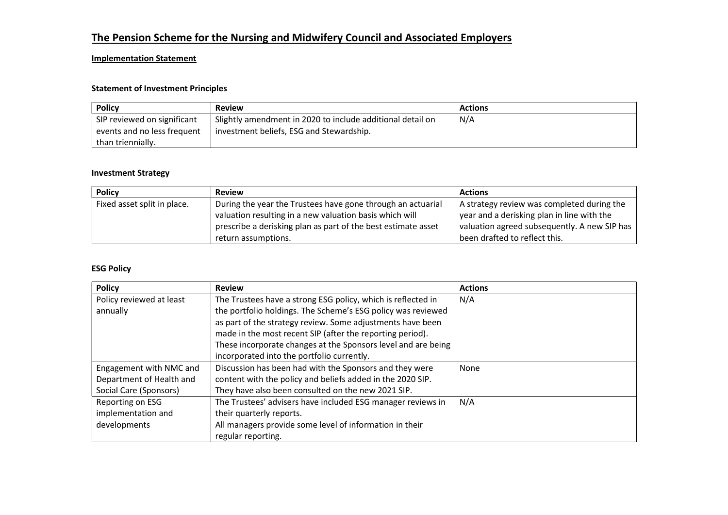# The Pension Scheme for the Nursing and Midwifery Council and Associated Employers

## Implementation Statement

### Statement of Investment Principles

| Policy | Review | Actions |
|---|---|---|
| SIP reviewed on significant events and no less frequent than triennially. | Slightly amendment in 2020 to include additional detail on investment beliefs, ESG and Stewardship. | N/A |

### Investment Strategy

| Policy | Review | Actions |
|---|---|---|
| Fixed asset split in place. | During the year the Trustees have gone through an actuarial valuation resulting in a new valuation basis which will prescribe a derisking plan as part of the best estimate asset return assumptions. | A strategy review was completed during the year and a derisking plan in line with the valuation agreed subsequently. A new SIP has been drafted to reflect this. |

### ESG Policy

| Policy | Review | Actions |
|---|---|---|
| Policy reviewed at least annually | The Trustees have a strong ESG policy, which is reflected in the portfolio holdings. The Scheme's ESG policy was reviewed as part of the strategy review. Some adjustments have been made in the most recent SIP (after the reporting period). These incorporate changes at the Sponsors level and are being incorporated into the portfolio currently. | N/A |
| Engagement with NMC and Department of Health and Social Care (Sponsors) | Discussion has been had with the Sponsors and they were content with the policy and beliefs added in the 2020 SIP. They have also been consulted on the new 2021 SIP. | None |
| Reporting on ESG implementation and developments | The Trustees' advisers have included ESG manager reviews in their quarterly reports. All managers provide some level of information in their regular reporting. | N/A |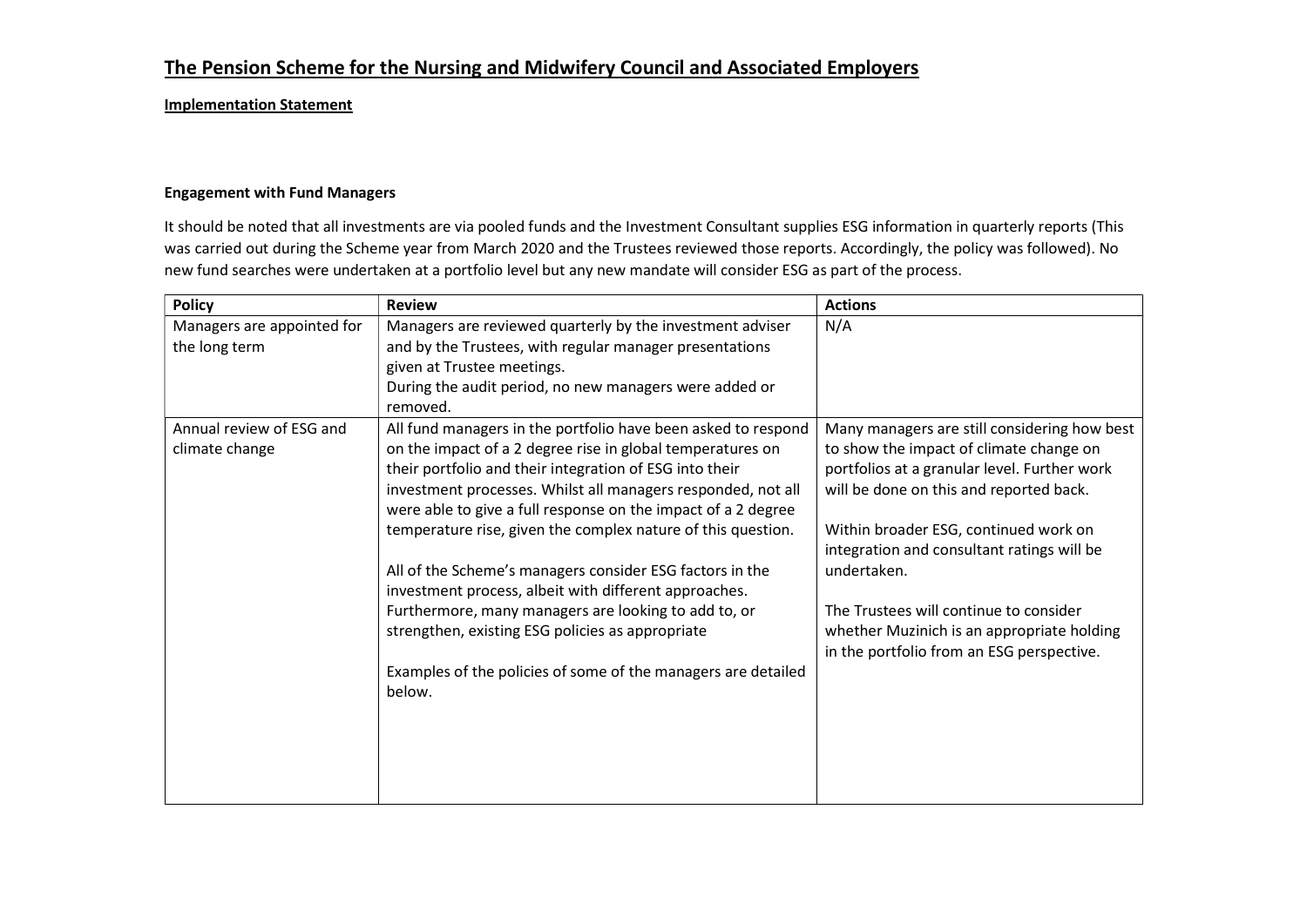# The Pension Scheme for the Nursing and Midwifery Council and Associated Employers

**Implementation Statement**

**Engagement with Fund Managers**

It should be noted that all investments are via pooled funds and the Investment Consultant supplies ESG information in quarterly reports (This was carried out during the Scheme year from March 2020 and the Trustees reviewed those reports. Accordingly, the policy was followed). No new fund searches were undertaken at a portfolio level but any new mandate will consider ESG as part of the process.

| Policy | Review | Actions |
| --- | --- | --- |
| Managers are appointed for the long term | Managers are reviewed quarterly by the investment adviser and by the Trustees, with regular manager presentations given at Trustee meetings.<br>During the audit period, no new managers were added or removed. | N/A |
| Annual review of ESG and climate change | All fund managers in the portfolio have been asked to respond on the impact of a 2 degree rise in global temperatures on their portfolio and their integration of ESG into their investment processes. Whilst all managers responded, not all were able to give a full response on the impact of a 2 degree temperature rise, given the complex nature of this question.<br><br>All of the Scheme's managers consider ESG factors in the investment process, albeit with different approaches. Furthermore, many managers are looking to add to, or strengthen, existing ESG policies as appropriate<br><br>Examples of the policies of some of the managers are detailed below. | Many managers are still considering how best to show the impact of climate change on portfolios at a granular level. Further work will be done on this and reported back.<br><br>Within broader ESG, continued work on integration and consultant ratings will be undertaken.<br><br>The Trustees will continue to consider whether Muzinich is an appropriate holding in the portfolio from an ESG perspective. |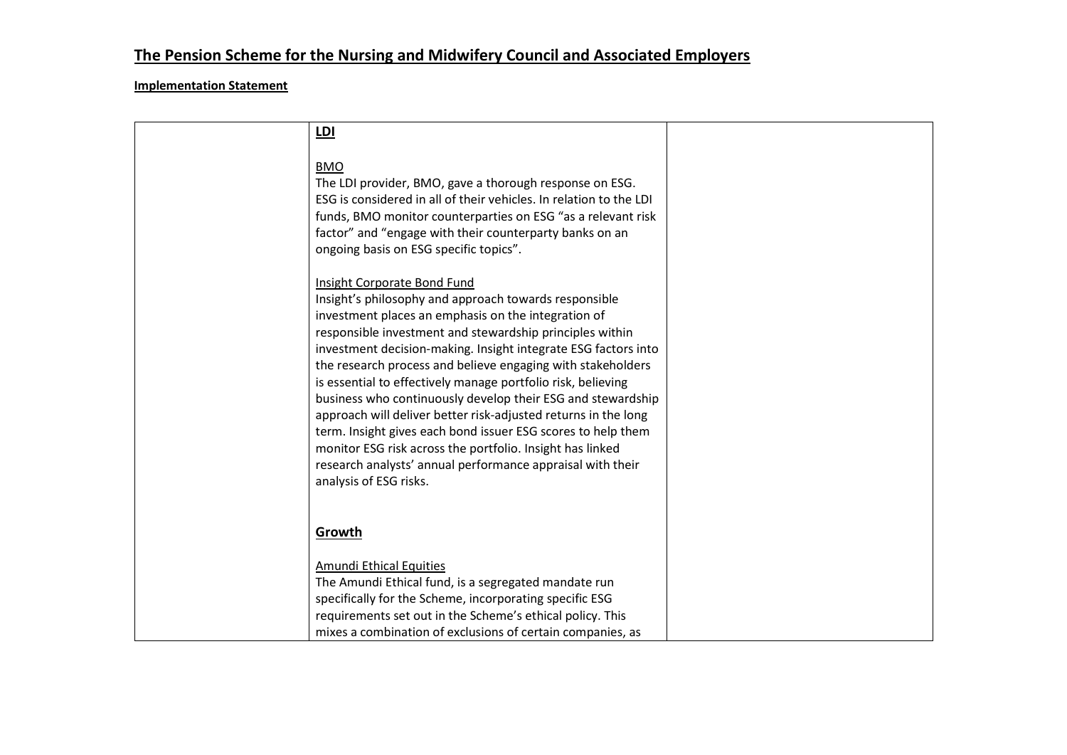# The Pension Scheme for the Nursing and Midwifery Council and Associated Employers

**Implementation Statement**

| | | |
|---|---|---|
| | **LDI**<br><br>BMO<br>The LDI provider, BMO, gave a thorough response on ESG. ESG is considered in all of their vehicles. In relation to the LDI funds, BMO monitor counterparties on ESG "as a relevant risk factor" and "engage with their counterparty banks on an ongoing basis on ESG specific topics".<br><br>Insight Corporate Bond Fund<br>Insight's philosophy and approach towards responsible investment places an emphasis on the integration of responsible investment and stewardship principles within investment decision-making. Insight integrate ESG factors into the research process and believe engaging with stakeholders is essential to effectively manage portfolio risk, believing business who continuously develop their ESG and stewardship approach will deliver better risk-adjusted returns in the long term. Insight gives each bond issuer ESG scores to help them monitor ESG risk across the portfolio. Insight has linked research analysts' annual performance appraisal with their analysis of ESG risks.<br><br>**Growth**<br><br>Amundi Ethical Equities<br>The Amundi Ethical fund, is a segregated mandate run specifically for the Scheme, incorporating specific ESG requirements set out in the Scheme's ethical policy. This mixes a combination of exclusions of certain companies, as | |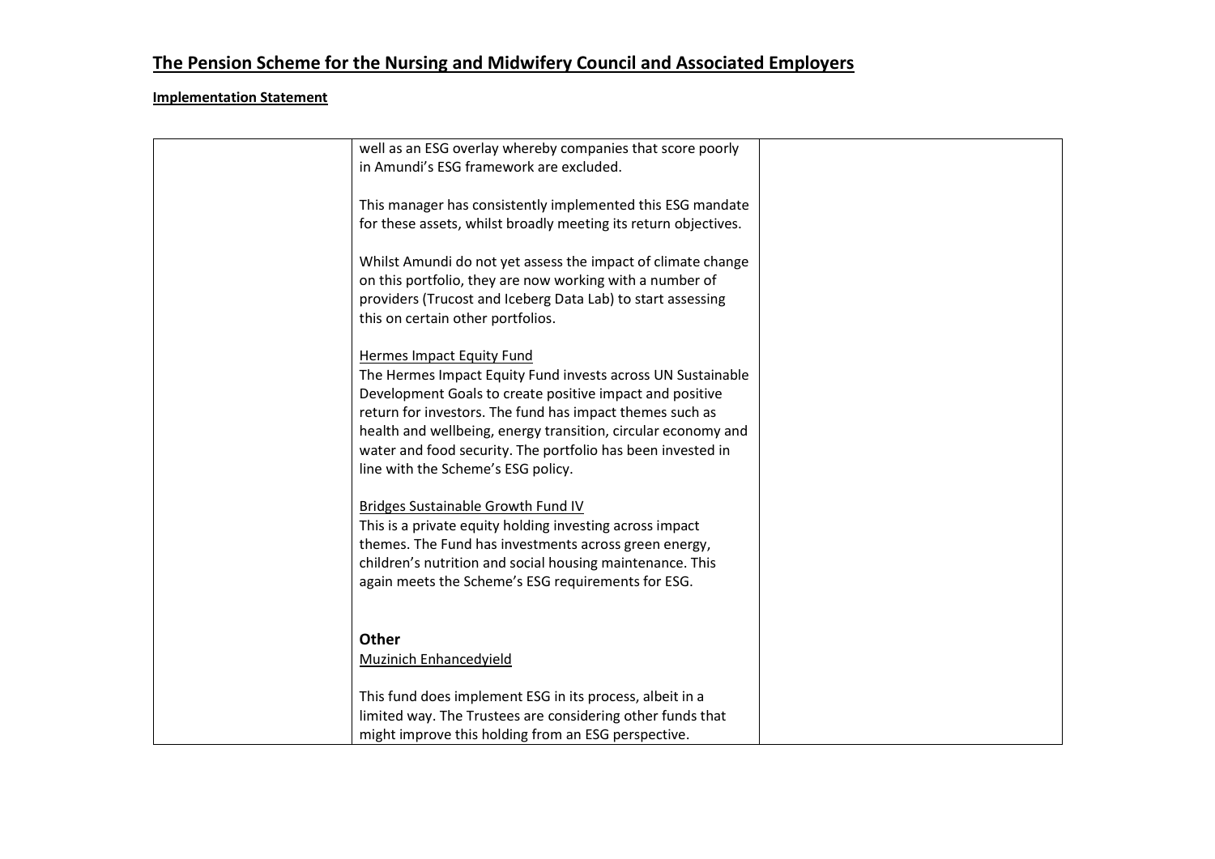# The Pension Scheme for the Nursing and Midwifery Council and Associated Employers

**Implementation Statement**

| | | |
|---|---|---|
| | well as an ESG overlay whereby companies that score poorly in Amundi's ESG framework are excluded.<br><br>This manager has consistently implemented this ESG mandate for these assets, whilst broadly meeting its return objectives.<br><br>Whilst Amundi do not yet assess the impact of climate change on this portfolio, they are now working with a number of providers (Trucost and Iceberg Data Lab) to start assessing this on certain other portfolios.<br><br><u>Hermes Impact Equity Fund</u><br>The Hermes Impact Equity Fund invests across UN Sustainable Development Goals to create positive impact and positive return for investors. The fund has impact themes such as health and wellbeing, energy transition, circular economy and water and food security. The portfolio has been invested in line with the Scheme's ESG policy.<br><br><u>Bridges Sustainable Growth Fund IV</u><br>This is a private equity holding investing across impact themes. The Fund has investments across green energy, children's nutrition and social housing maintenance. This again meets the Scheme's ESG requirements for ESG.<br><br>**Other**<br><u>Muzinich Enhancedyield</u><br><br>This fund does implement ESG in its process, albeit in a limited way. The Trustees are considering other funds that might improve this holding from an ESG perspective. | |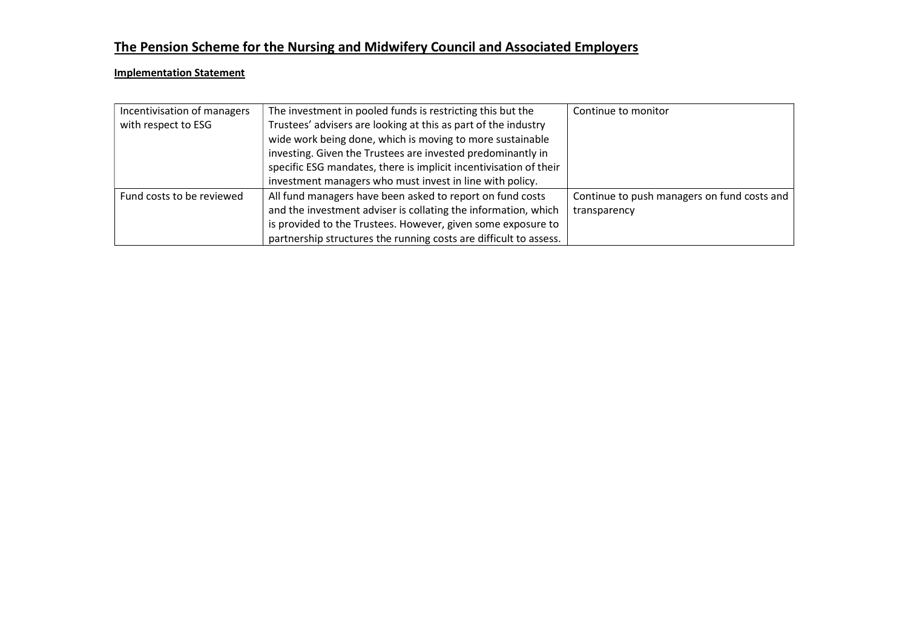# The Pension Scheme for the Nursing and Midwifery Council and Associated Employers

**Implementation Statement**

| | | |
|---|---|---|
| Incentivisation of managers with respect to ESG | The investment in pooled funds is restricting this but the Trustees' advisers are looking at this as part of the industry wide work being done, which is moving to more sustainable investing. Given the Trustees are invested predominantly in specific ESG mandates, there is implicit incentivisation of their investment managers who must invest in line with policy. | Continue to monitor |
| Fund costs to be reviewed | All fund managers have been asked to report on fund costs and the investment adviser is collating the information, which is provided to the Trustees. However, given some exposure to partnership structures the running costs are difficult to assess. | Continue to push managers on fund costs and transparency |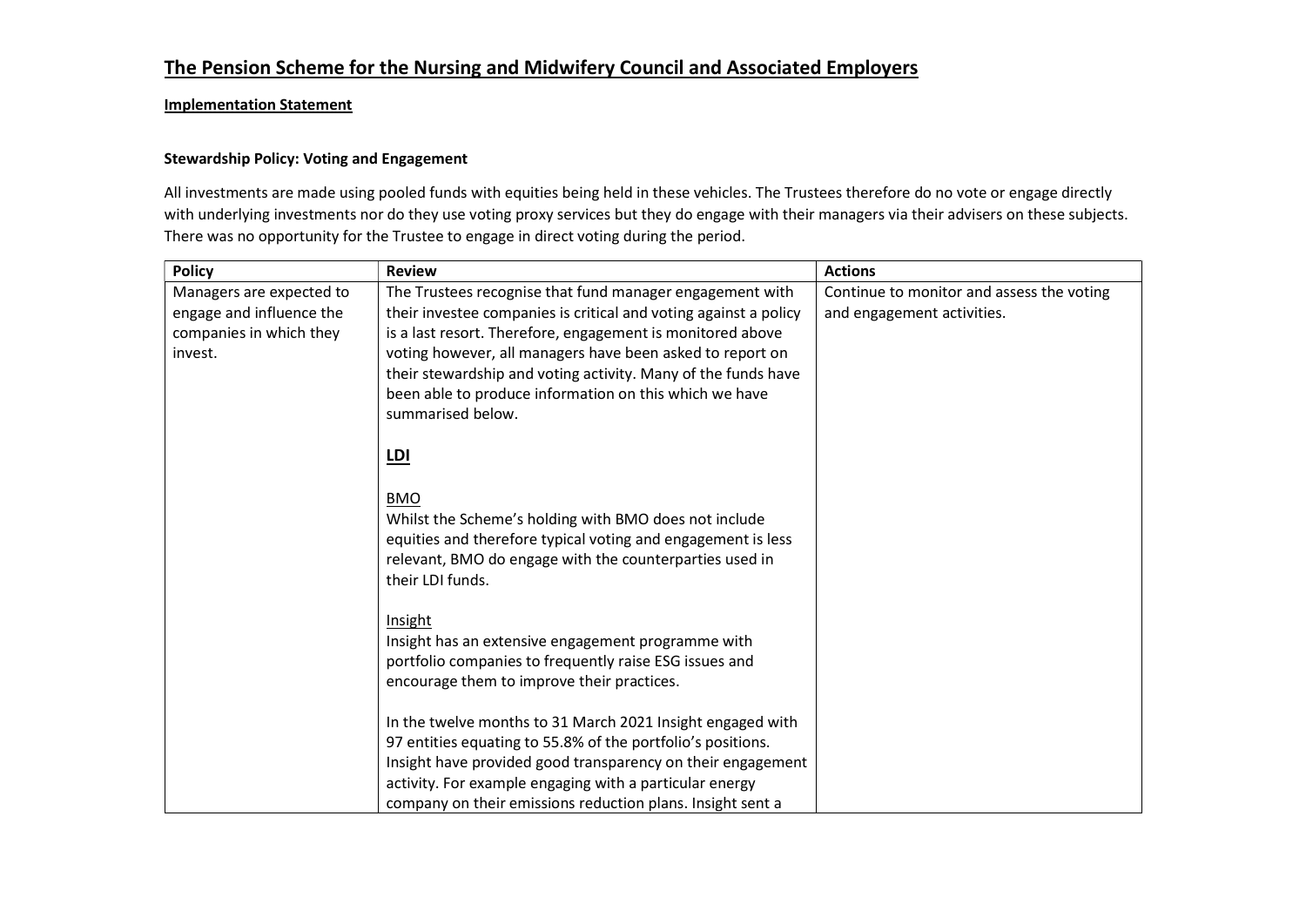# The Pension Scheme for the Nursing and Midwifery Council and Associated Employers

## Implementation Statement

### Stewardship Policy: Voting and Engagement

All investments are made using pooled funds with equities being held in these vehicles. The Trustees therefore do no vote or engage directly with underlying investments nor do they use voting proxy services but they do engage with their managers via their advisers on these subjects. There was no opportunity for the Trustee to engage in direct voting during the period.

| Policy | Review | Actions |
|---|---|---|
| Managers are expected to engage and influence the companies in which they invest. | The Trustees recognise that fund manager engagement with their investee companies is critical and voting against a policy is a last resort. Therefore, engagement is monitored above voting however, all managers have been asked to report on their stewardship and voting activity. Many of the funds have been able to produce information on this which we have summarised below.<br><br>**LDI**<br><br>BMO<br>Whilst the Scheme's holding with BMO does not include equities and therefore typical voting and engagement is less relevant, BMO do engage with the counterparties used in their LDI funds.<br><br>Insight<br>Insight has an extensive engagement programme with portfolio companies to frequently raise ESG issues and encourage them to improve their practices.<br><br>In the twelve months to 31 March 2021 Insight engaged with 97 entities equating to 55.8% of the portfolio's positions. Insight have provided good transparency on their engagement activity. For example engaging with a particular energy company on their emissions reduction plans. Insight sent a | Continue to monitor and assess the voting and engagement activities. |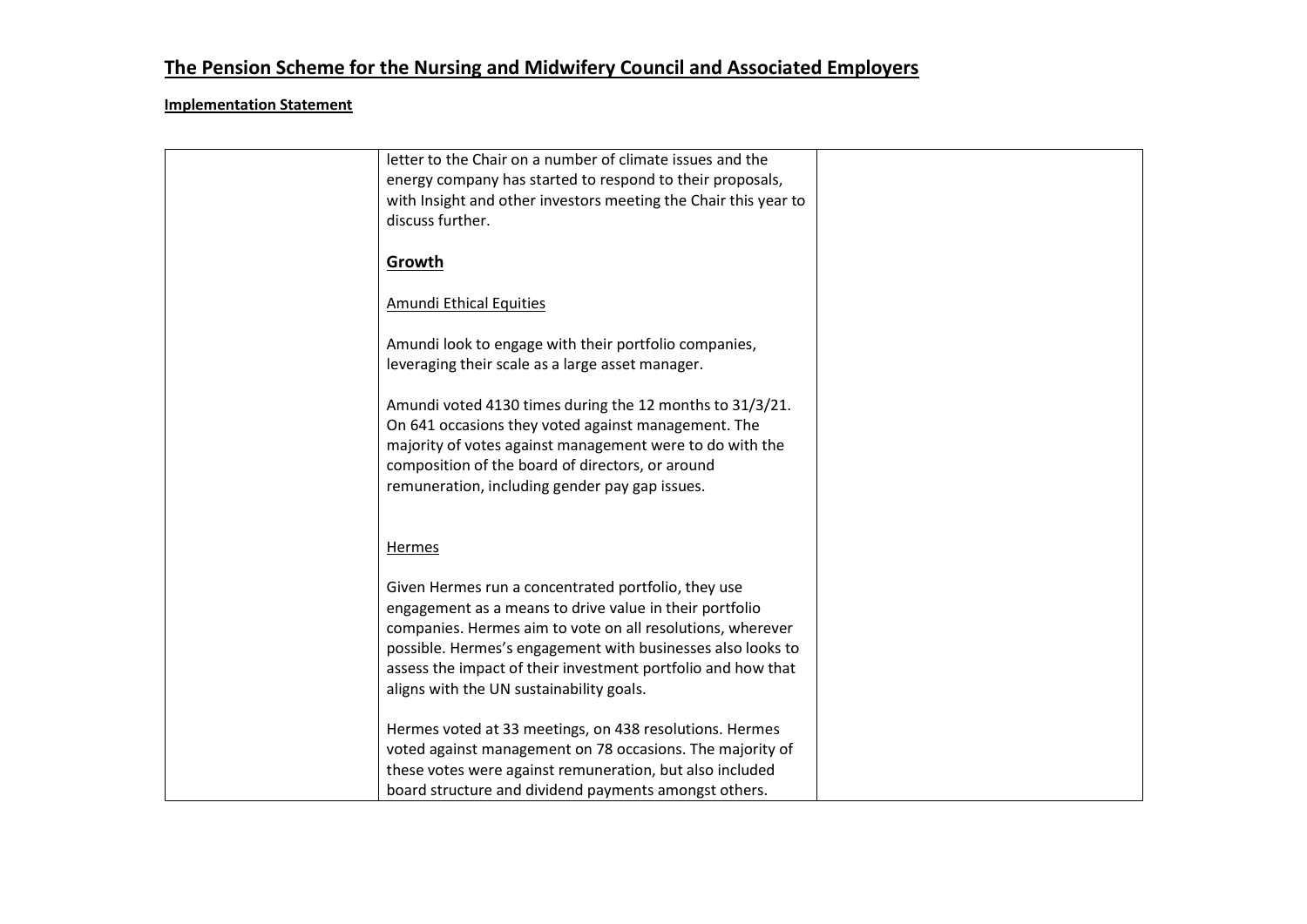# The Pension Scheme for the Nursing and Midwifery Council and Associated Employers

**Implementation Statement**

| | | |
|---|---|---|
| | letter to the Chair on a number of climate issues and the energy company has started to respond to their proposals, with Insight and other investors meeting the Chair this year to discuss further.<br><br>**Growth**<br><br>Amundi Ethical Equities<br><br>Amundi look to engage with their portfolio companies, leveraging their scale as a large asset manager.<br><br>Amundi voted 4130 times during the 12 months to 31/3/21. On 641 occasions they voted against management. The majority of votes against management were to do with the composition of the board of directors, or around remuneration, including gender pay gap issues.<br><br>Hermes<br><br>Given Hermes run a concentrated portfolio, they use engagement as a means to drive value in their portfolio companies. Hermes aim to vote on all resolutions, wherever possible. Hermes's engagement with businesses also looks to assess the impact of their investment portfolio and how that aligns with the UN sustainability goals.<br><br>Hermes voted at 33 meetings, on 438 resolutions. Hermes voted against management on 78 occasions. The majority of these votes were against remuneration, but also included board structure and dividend payments amongst others. | |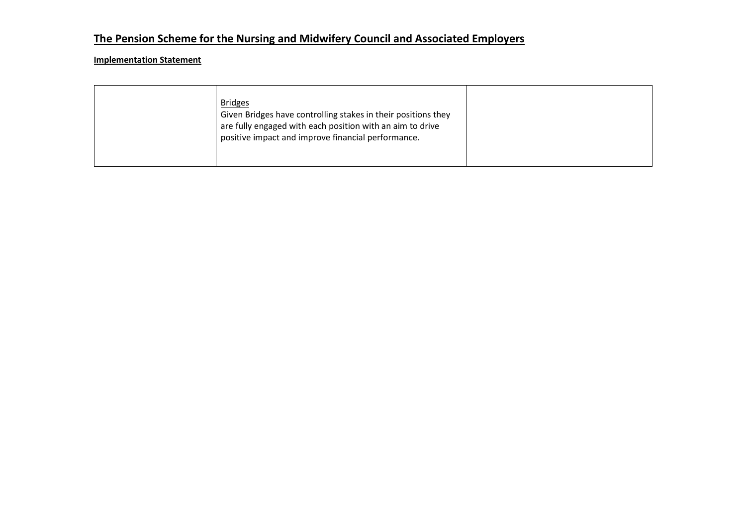## The Pension Scheme for the Nursing and Midwifery Council and Associated Employers

### Implementation Statement

| | | |
|---|---|---|
| | Bridges<br>Given Bridges have controlling stakes in their positions they are fully engaged with each position with an aim to drive positive impact and improve financial performance. | |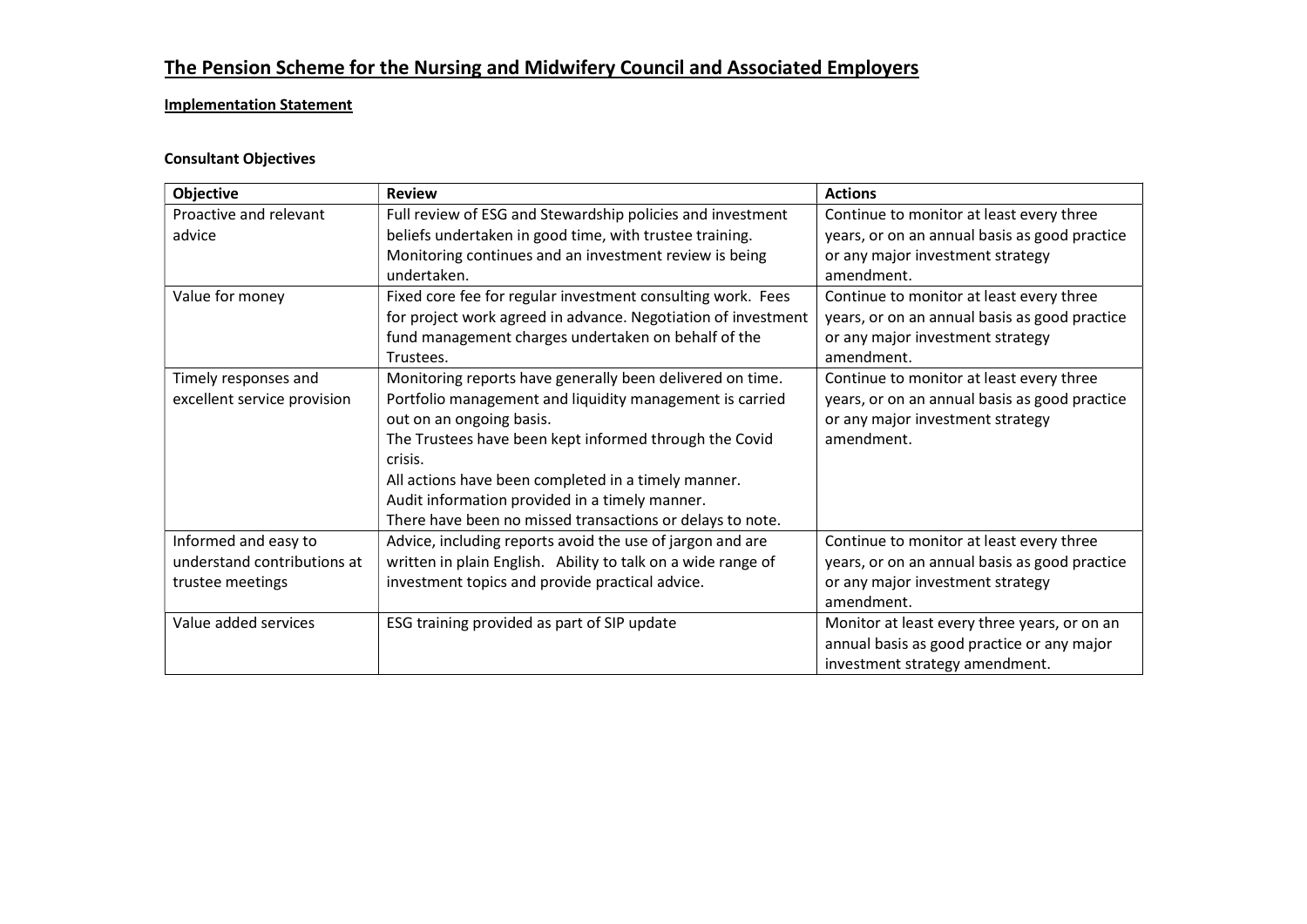# The Pension Scheme for the Nursing and Midwifery Council and Associated Employers

**Implementation Statement**

**Consultant Objectives**

| Objective | Review | Actions |
|---|---|---|
| Proactive and relevant advice | Full review of ESG and Stewardship policies and investment beliefs undertaken in good time, with trustee training. Monitoring continues and an investment review is being undertaken. | Continue to monitor at least every three years, or on an annual basis as good practice or any major investment strategy amendment. |
| Value for money | Fixed core fee for regular investment consulting work. Fees for project work agreed in advance. Negotiation of investment fund management charges undertaken on behalf of the Trustees. | Continue to monitor at least every three years, or on an annual basis as good practice or any major investment strategy amendment. |
| Timely responses and excellent service provision | Monitoring reports have generally been delivered on time. Portfolio management and liquidity management is carried out on an ongoing basis. The Trustees have been kept informed through the Covid crisis. All actions have been completed in a timely manner. Audit information provided in a timely manner. There have been no missed transactions or delays to note. | Continue to monitor at least every three years, or on an annual basis as good practice or any major investment strategy amendment. |
| Informed and easy to understand contributions at trustee meetings | Advice, including reports avoid the use of jargon and are written in plain English. Ability to talk on a wide range of investment topics and provide practical advice. | Continue to monitor at least every three years, or on an annual basis as good practice or any major investment strategy amendment. |
| Value added services | ESG training provided as part of SIP update | Monitor at least every three years, or on an annual basis as good practice or any major investment strategy amendment. |